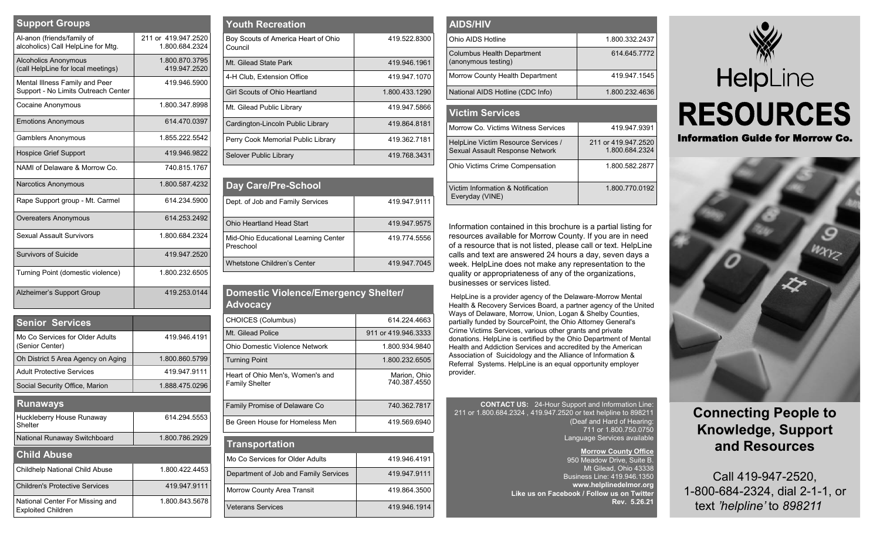## Support Groups

| Support Groups | |
|---|---|
| Al-anon (friends/family of alcoholics) Call HelpLine for Mtg. | 211 or 419.947.2520 1.800.684.2324 |
| Alcoholics Anonymous (call HelpLine for local meetings) | 1.800.870.3795 419.947.2520 |
| Mental Illness Family and Peer Support - No Limits Outreach Center | 419.946.5900 |
| Cocaine Anonymous | 1.800.347.8998 |
| Emotions Anonymous | 614.470.0397 |
| Gamblers Anonymous | 1.855.222.5542 |
| Hospice Grief Support | 419.946.9822 |
| NAMI of Delaware & Morrow Co. | 740.815.1767 |
| Narcotics Anonymous | 1.800.587.4232 |
| Rape Support group - Mt. Carmel | 614.234.5900 |
| Overeaters Anonymous | 614.253.2492 |
| Sexual Assault Survivors | 1.800.684.2324 |
| Survivors of Suicide | 419.947.2520 |
| Turning Point (domestic violence) | 1.800.232.6505 |
| Alzheimer's Support Group | 419.253.0144 |

## Senior Services

| Senior Services | |
|---|---|
| Mo Co Services for Older Adults (Senior Center) | 419.946.4191 |
| Oh District 5 Area Agency on Aging | 1.800.860.5799 |
| Adult Protective Services | 419.947.9111 |
| Social Security Office, Marion | 1.888.475.0296 |

## Runaways

| Runaways | |
|---|---|
| Huckleberry House Runaway Shelter | 614.294.5553 |
| National Runaway Switchboard | 1.800.786.2929 |

## Child Abuse

| Child Abuse | |
|---|---|
| Childhelp National Child Abuse | 1.800.422.4453 |
| Children's Protective Services | 419.947.9111 |
| National Center For Missing and Exploited Children | 1.800.843.5678 |

## Youth Recreation

| Youth Recreation | |
|---|---|
| Boy Scouts of America Heart of Ohio Council | 419.522.8300 |
| Mt. Gilead State Park | 419.946.1961 |
| 4-H Club, Extension Office | 419.947.1070 |
| Girl Scouts of Ohio Heartland | 1.800.433.1290 |
| Mt. Gilead Public Library | 419.947.5866 |
| Cardington-Lincoln Public Library | 419.864.8181 |
| Perry Cook Memorial Public Library | 419.362.7181 |
| Selover Public Library | 419.768.3431 |

## Day Care/Pre-School

| Day Care/Pre-School | |
|---|---|
| Dept. of Job and Family Services | 419.947.9111 |
| Ohio Heartland Head Start | 419.947.9575 |
| Mid-Ohio Educational Learning Center Preschool | 419.774.5556 |
| Whetstone Children's Center | 419.947.7045 |

## Domestic Violence/Emergency Shelter/ Advocacy

| Domestic Violence/Emergency Shelter/ Advocacy | |
|---|---|
| CHOICES (Columbus) | 614.224.4663 |
| Mt. Gilead Police | 911 or 419.946.3333 |
| Ohio Domestic Violence Network | 1.800.934.9840 |
| Turning Point | 1.800.232.6505 |
| Heart of Ohio Men's, Women's and Family Shelter | Marion, Ohio 740.387.4550 |
| Family Promise of Delaware Co | 740.362.7817 |
| Be Green House for Homeless Men | 419.569.6940 |

## Transportation

| Transportation | |
|---|---|
| Mo Co Services for Older Adults | 419.946.4191 |
| Department of Job and Family Services | 419.947.9111 |
| Morrow County Area Transit | 419.864.3500 |
| Veterans Services | 419.946.1914 |

## AIDS/HIV

| AIDS/HIV | |
|---|---|
| Ohio AIDS Hotline | 1.800.332.2437 |
| Columbus Health Department (anonymous testing) | 614.645.7772 |
| Morrow County Health Department | 419.947.1545 |
| National AIDS Hotline (CDC Info) | 1.800.232.4636 |

## Victim Services

| Victim Services | |
|---|---|
| Morrow Co. Victims Witness Services | 419.947.9391 |
| HelpLine Victim Resource Services / Sexual Assault Response Network | 211 or 419.947.2520 1.800.684.2324 |
| Ohio Victims Crime Compensation | 1.800.582.2877 |
| Victim Information & Notification Everyday (VINE) | 1.800.770.0192 |

Information contained in this brochure is a partial listing for resources available for Morrow County. If you are in need of a resource that is not listed, please call or text. HelpLine calls and text are answered 24 hours a day, seven days a week. HelpLine does not make any representation to the quality or appropriateness of any of the organizations, businesses or services listed.

HelpLine is a provider agency of the Delaware-Morrow Mental Health & Recovery Services Board, a partner agency of the United Ways of Delaware, Morrow, Union, Logan & Shelby Counties, partially funded by SourcePoint, the Ohio Attorney General's Crime Victims Services, various other grants and private donations. HelpLine is certified by the Ohio Department of Mental Health and Addiction Services and accredited by the American Association of Suicidology and the Alliance of Information & Referral Systems. HelpLine is an equal opportunity employer provider.

**CONTACT US:** 24-Hour Support and Information Line: 211 or 1.800.684.2324 , 419.947.2520 or text helpline to 898211 (Deaf and Hard of Hearing: 711 or 1.800.750.0750 Language Services available

**Morrow County Office**
950 Meadow Drive, Suite B.
Mt Gilead, Ohio 43338
Business Line: 419.946.1350
**www.helplinedelmor.org**
**Like us on Facebook / Follow us on Twitter**
**Rev. 5.26.21**

# HelpLine RESOURCES

**Information Guide for Morrow Co.**

## Connecting People to Knowledge, Support and Resources

Call 419-947-2520, 1-800-684-2324, dial 2-1-1, or text *'helpline'* to *898211*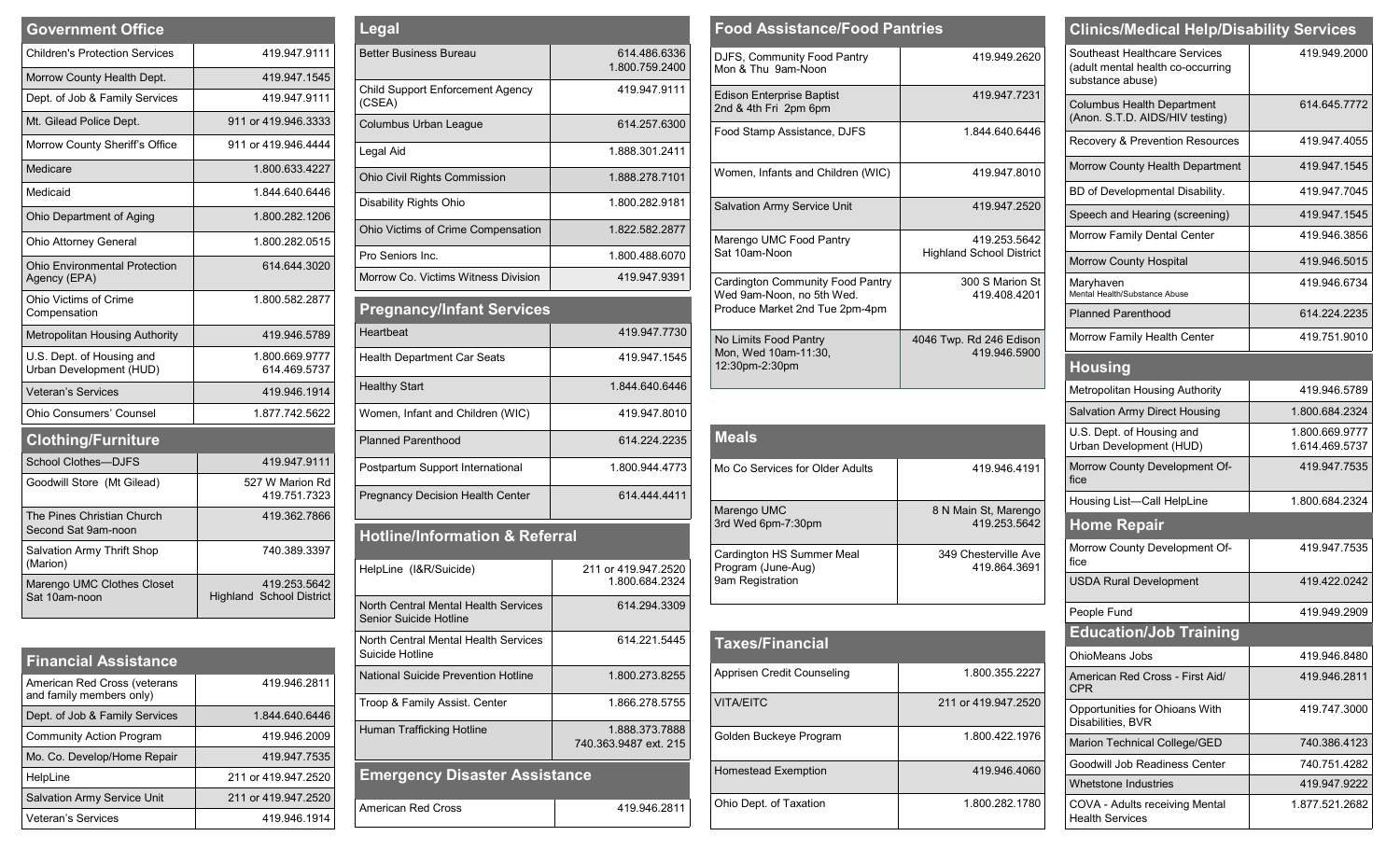## Government Office

| | |
|---|---|
| Children's Protection Services | 419.947.9111 |
| Morrow County Health Dept. | 419.947.1545 |
| Dept. of Job & Family Services | 419.947.9111 |
| Mt. Gilead Police Dept. | 911 or 419.946.3333 |
| Morrow County Sheriff's Office | 911 or 419.946.4444 |
| Medicare | 1.800.633.4227 |
| Medicaid | 1.844.640.6446 |
| Ohio Department of Aging | 1.800.282.1206 |
| Ohio Attorney General | 1.800.282.0515 |
| Ohio Environmental Protection Agency (EPA) | 614.644.3020 |
| Ohio Victims of Crime Compensation | 1.800.582.2877 |
| Metropolitan Housing Authority | 419.946.5789 |
| U.S. Dept. of Housing and Urban Development (HUD) | 1.800.669.9777<br>614.469.5737 |
| Veteran's Services | 419.946.1914 |
| Ohio Consumers' Counsel | 1.877.742.5622 |

## Clothing/Furniture

| | |
|---|---|
| School Clothes—DJFS | 419.947.9111 |
| Goodwill Store (Mt Gilead) | 527 W Marion Rd<br>419.751.7323 |
| The Pines Christian Church<br>Second Sat 9am-noon | 419.362.7866 |
| Salvation Army Thrift Shop (Marion) | 740.389.3397 |
| Marengo UMC Clothes Closet<br>Sat 10am-noon | 419.253.5642<br>Highland School District |

## Financial Assistance

| | |
|---|---|
| American Red Cross (veterans and family members only) | 419.946.2811 |
| Dept. of Job & Family Services | 1.844.640.6446 |
| Community Action Program | 419.946.2009 |
| Mo. Co. Develop/Home Repair | 419.947.7535 |
| HelpLine | 211 or 419.947.2520 |
| Salvation Army Service Unit | 211 or 419.947.2520 |
| Veteran's Services | 419.946.1914 |

## Legal

| | |
|---|---|
| Better Business Bureau | 614.486.6336<br>1.800.759.2400 |
| Child Support Enforcement Agency (CSEA) | 419.947.9111 |
| Columbus Urban League | 614.257.6300 |
| Legal Aid | 1.888.301.2411 |
| Ohio Civil Rights Commission | 1.888.278.7101 |
| Disability Rights Ohio | 1.800.282.9181 |
| Ohio Victims of Crime Compensation | 1.822.582.2877 |
| Pro Seniors Inc. | 1.800.488.6070 |
| Morrow Co. Victims Witness Division | 419.947.9391 |

## Pregnancy/Infant Services

| | |
|---|---|
| Heartbeat | 419.947.7730 |
| Health Department Car Seats | 419.947.1545 |
| Healthy Start | 1.844.640.6446 |
| Women, Infant and Children (WIC) | 419.947.8010 |
| Planned Parenthood | 614.224.2235 |
| Postpartum Support International | 1.800.944.4773 |
| Pregnancy Decision Health Center | 614.444.4411 |

## Hotline/Information & Referral

| | |
|---|---|
| HelpLine (I&R/Suicide) | 211 or 419.947.2520<br>1.800.684.2324 |
| North Central Mental Health Services Senior Suicide Hotline | 614.294.3309 |
| North Central Mental Health Services Suicide Hotline | 614.221.5445 |
| National Suicide Prevention Hotline | 1.800.273.8255 |
| Troop & Family Assist. Center | 1.866.278.5755 |
| Human Trafficking Hotline | 1.888.373.7888<br>740.363.9487 ext. 215 |

## Emergency Disaster Assistance

| | |
|---|---|
| American Red Cross | 419.946.2811 |

## Food Assistance/Food Pantries

| | |
|---|---|
| DJFS, Community Food Pantry<br>Mon & Thu 9am-Noon | 419.949.2620 |
| Edison Enterprise Baptist<br>2nd & 4th Fri 2pm 6pm | 419.947.7231 |
| Food Stamp Assistance, DJFS | 1.844.640.6446 |
| Women, Infants and Children (WIC) | 419.947.8010 |
| Salvation Army Service Unit | 419.947.2520 |
| Marengo UMC Food Pantry<br>Sat 10am-Noon | 419.253.5642<br>Highland School District |
| Cardington Community Food Pantry<br>Wed 9am-Noon, no 5th Wed.<br>Produce Market 2nd Tue 2pm-4pm | 300 S Marion St<br>419.408.4201 |
| No Limits Food Pantry<br>Mon, Wed 10am-11:30, 12:30pm-2:30pm | 4046 Twp. Rd 246 Edison<br>419.946.5900 |

## Meals

| | |
|---|---|
| Mo Co Services for Older Adults | 419.946.4191 |
| Marengo UMC<br>3rd Wed 6pm-7:30pm | 8 N Main St, Marengo<br>419.253.5642 |
| Cardington HS Summer Meal Program (June-Aug)<br>9am Registration | 349 Chesterville Ave<br>419.864.3691 |

## Taxes/Financial

| | |
|---|---|
| Apprisen Credit Counseling | 1.800.355.2227 |
| VITA/EITC | 211 or 419.947.2520 |
| Golden Buckeye Program | 1.800.422.1976 |
| Homestead Exemption | 419.946.4060 |
| Ohio Dept. of Taxation | 1.800.282.1780 |

## Clinics/Medical Help/Disability Services

| | |
|---|---|
| Southeast Healthcare Services (adult mental health co-occurring substance abuse) | 419.949.2000 |
| Columbus Health Department (Anon. S.T.D. AIDS/HIV testing) | 614.645.7772 |
| Recovery & Prevention Resources | 419.947.4055 |
| Morrow County Health Department | 419.947.1545 |
| BD of Developmental Disability. | 419.947.7045 |
| Speech and Hearing (screening) | 419.947.1545 |
| Morrow Family Dental Center | 419.946.3856 |
| Morrow County Hospital | 419.946.5015 |
| Maryhaven<br>Mental Health/Substance Abuse | 419.946.6734 |
| Planned Parenthood | 614.224.2235 |
| Morrow Family Health Center | 419.751.9010 |

## Housing

| | |
|---|---|
| Metropolitan Housing Authority | 419.946.5789 |
| Salvation Army Direct Housing | 1.800.684.2324 |
| U.S. Dept. of Housing and Urban Development (HUD) | 1.800.669.9777<br>1.614.469.5737 |
| Morrow County Development Office | 419.947.7535 |
| Housing List—Call HelpLine | 1.800.684.2324 |

## Home Repair

| | |
|---|---|
| Morrow County Development Office | 419.947.7535 |
| USDA Rural Development | 419.422.0242 |
| People Fund | 419.949.2909 |

## Education/Job Training

| | |
|---|---|
| OhioMeans Jobs | 419.946.8480 |
| American Red Cross - First Aid/ CPR | 419.946.2811 |
| Opportunities for Ohioans With Disabilities, BVR | 419.747.3000 |
| Marion Technical College/GED | 740.386.4123 |
| Goodwill Job Readiness Center | 740.751.4282 |
| Whetstone Industries | 419.947.9222 |
| COVA - Adults receiving Mental Health Services | 1.877.521.2682 |